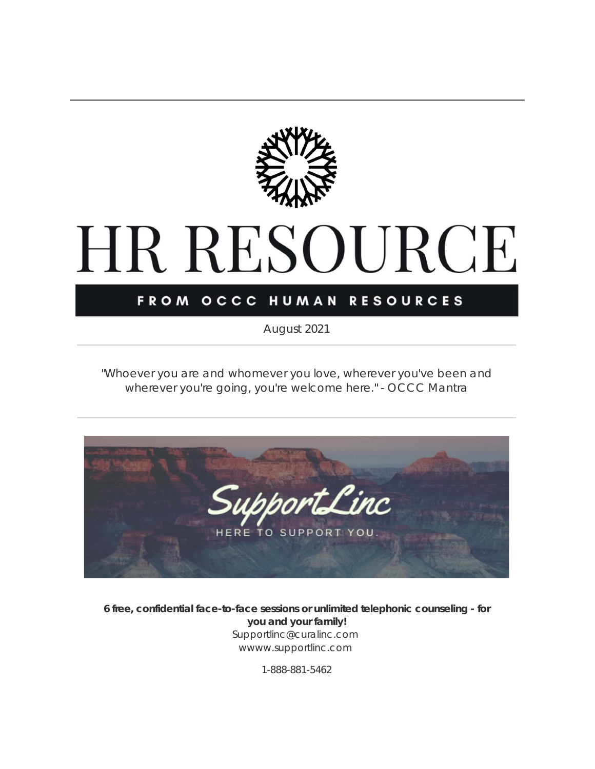# HR RESOURCE

## FROM OCCC HUMAN RESOURCES

August 2021

---

"Whoever you are and whomever you love, wherever you've been and wherever you're going, you're welcome here." - OCCC Mantra

---

SupportLinc

HERE TO SUPPORT YOU.

**6 free, confidential face-to-face sessions or unlimited telephonic counseling - for you and your family!**

Supportlinc@curalinc.com

wwww.supportlinc.com

1-888-881-5462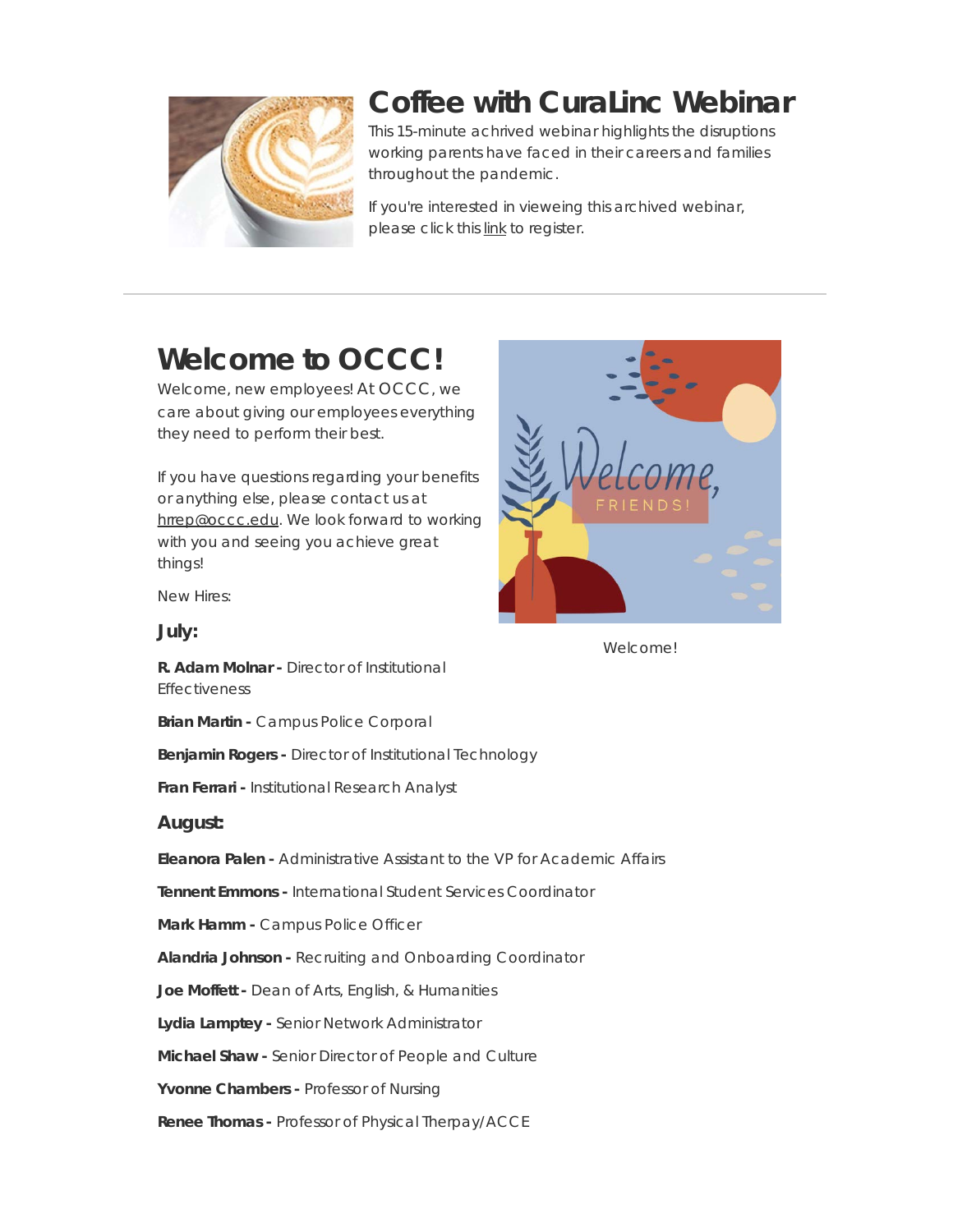## Coffee with CuraLinc Webinar

This 15-minute achrived webinar highlights the disruptions working parents have faced in their careers and families throughout the pandemic.

If you're interested in vieweing this archived webinar, please click this link to register.

---

## Welcome to OCCC!

Welcome, new employees! At OCCC, we care about giving our employees everything they need to perform their best.

If you have questions regarding your benefits or anything else, please contact us at hrrep@occc.edu. We look forward to working with you and seeing you achieve great things!

Welcome!

New Hires:

### July:

**R. Adam Molnar -** Director of Institutional Effectiveness

**Brian Martin -** Campus Police Corporal

**Benjamin Rogers -** Director of Institutional Technology

**Fran Ferrari -** Institutional Research Analyst

### August:

**Eleanora Palen -** Administrative Assistant to the VP for Academic Affairs

**Tennent Emmons -** International Student Services Coordinator

**Mark Hamm -** Campus Police Officer

**Alandria Johnson -** Recruiting and Onboarding Coordinator

**Joe Moffett -** Dean of Arts, English, & Humanities

**Lydia Lamptey -** Senior Network Administrator

**Michael Shaw -** Senior Director of People and Culture

**Yvonne Chambers -** Professor of Nursing

**Renee Thomas -** Professor of Physical Therpay/ACCE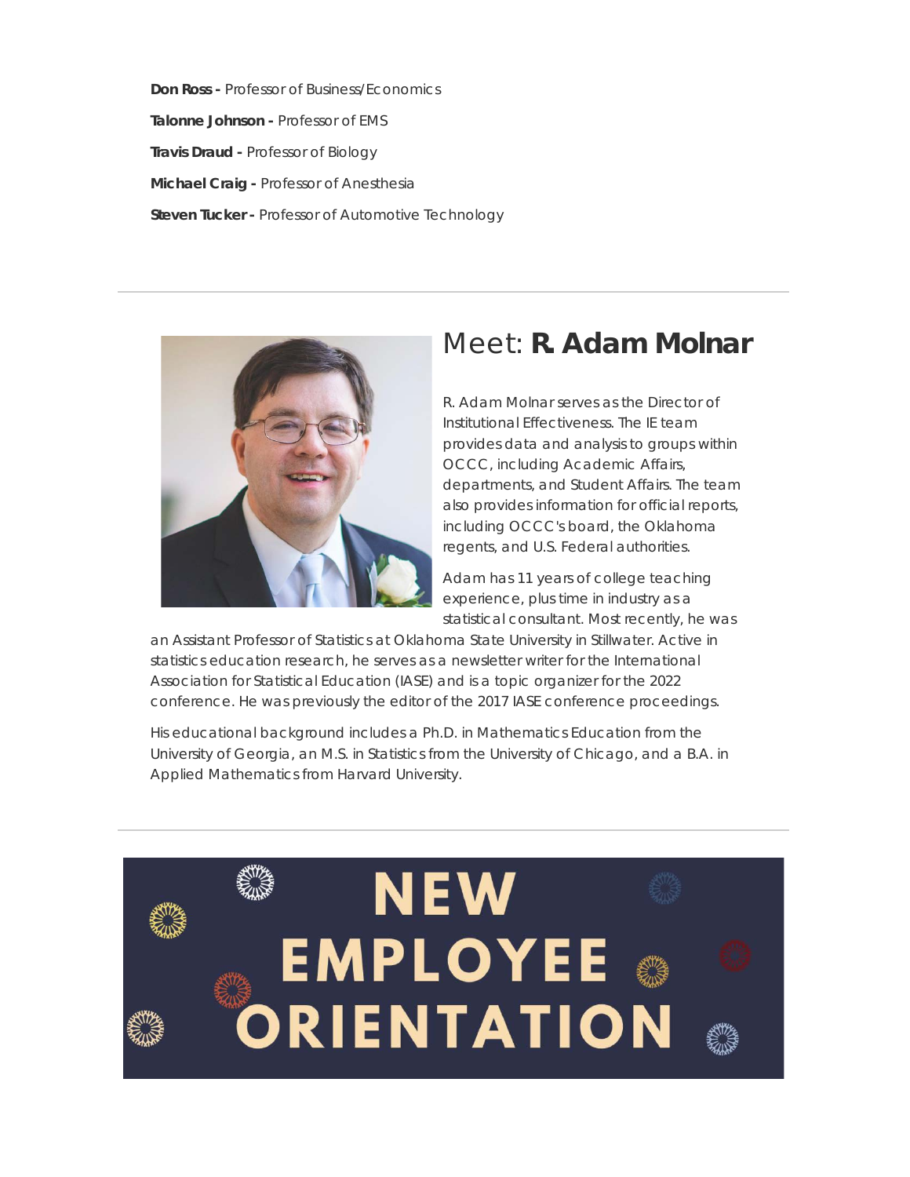**Don Ross -** Professor of Business/Economics

**Talonne Johnson -** Professor of EMS

**Travis Draud -** Professor of Biology

**Michael Craig -** Professor of Anesthesia

**Steven Tucker -** Professor of Automotive Technology

---

## Meet: **R. Adam Molnar**

R. Adam Molnar serves as the Director of Institutional Effectiveness. The IE team provides data and analysis to groups within OCCC, including Academic Affairs, departments, and Student Affairs. The team also provides information for official reports, including OCCC's board, the Oklahoma regents, and U.S. Federal authorities.

Adam has 11 years of college teaching experience, plus time in industry as a statistical consultant. Most recently, he was an Assistant Professor of Statistics at Oklahoma State University in Stillwater. Active in statistics education research, he serves as a newsletter writer for the International Association for Statistical Education (IASE) and is a topic organizer for the 2022 conference. He was previously the editor of the 2017 IASE conference proceedings.

His educational background includes a Ph.D. in Mathematics Education from the University of Georgia, an M.S. in Statistics from the University of Chicago, and a B.A. in Applied Mathematics from Harvard University.

---

# NEW EMPLOYEE ORIENTATION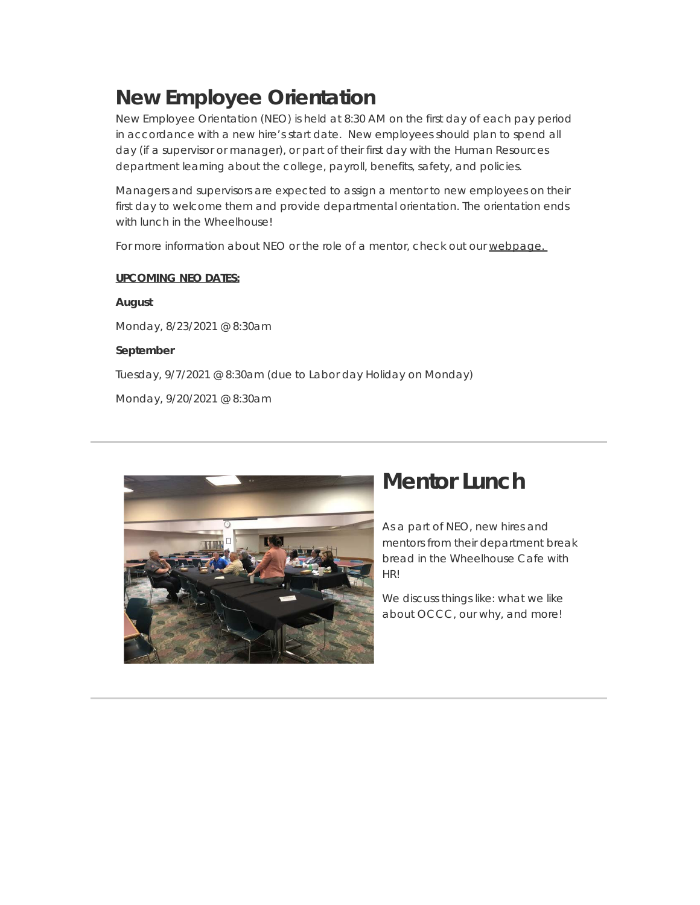# New Employee Orientation

New Employee Orientation (NEO) is held at 8:30 AM on the first day of each pay period in accordance with a new hire's start date. New employees should plan to spend all day (if a supervisor or manager), or part of their first day with the Human Resources department learning about the college, payroll, benefits, safety, and policies.

Managers and supervisors are expected to assign a mentor to new employees on their first day to welcome them and provide departmental orientation. The orientation ends with lunch in the Wheelhouse!

For more information about NEO or the role of a mentor, check out our webpage.

**UPCOMING NEO DATES:**

**August**

Monday, 8/23/2021 @ 8:30am

**September**

Tuesday, 9/7/2021 @ 8:30am (due to Labor day Holiday on Monday)

Monday, 9/20/2021 @ 8:30am

---

# Mentor Lunch

As a part of NEO, new hires and mentors from their department break bread in the Wheelhouse Cafe with HR!

We discuss things like: what we like about OCCC, our why, and more!

---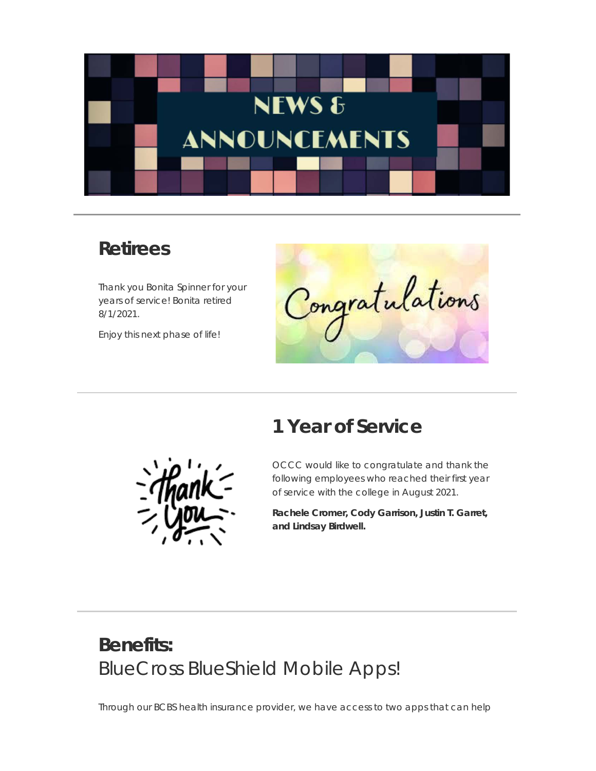## Retirees

Thank you Bonita Spinner for your years of service! Bonita retired 8/1/2021.

Enjoy this next phase of life!

## 1 Year of Service

OCCC would like to congratulate and thank the following employees who reached their first year of service with the college in August 2021.

**Rachele Cromer, Cody Garrison, Justin T. Garret, and Lindsay Birdwell.**

## Benefits:

BlueCross BlueShield Mobile Apps!

Through our BCBS health insurance provider, we have access to two apps that can help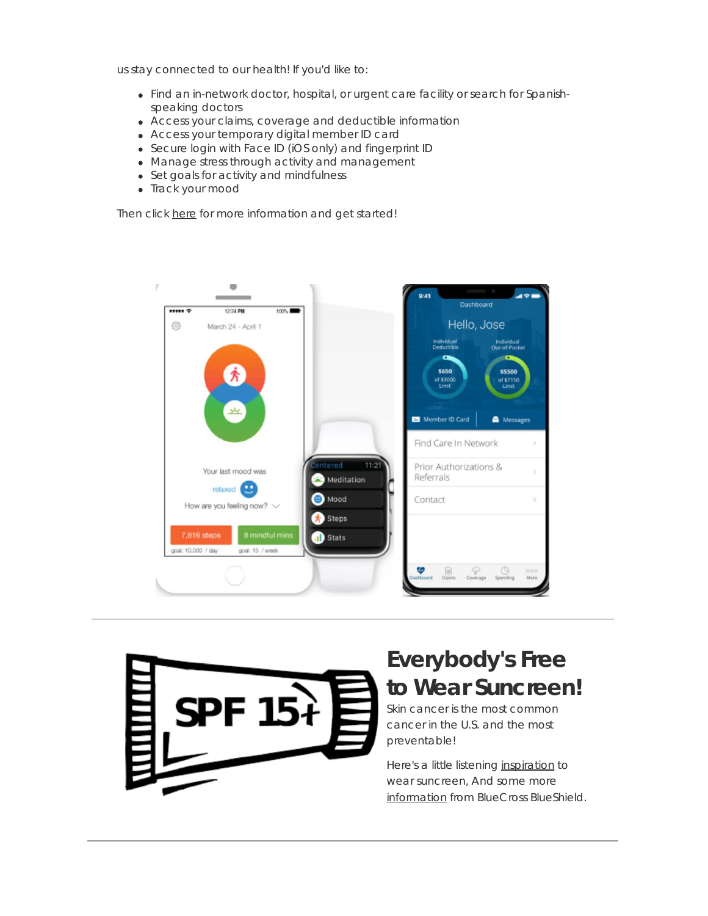us stay connected to our health! If you'd like to:

- Find an in-network doctor, hospital, or urgent care facility or search for Spanish-speaking doctors
- Access your claims, coverage and deductible information
- Access your temporary digital member ID card
- Secure login with Face ID (iOS only) and fingerprint ID
- Manage stress through activity and management
- Set goals for activity and mindfulness
- Track your mood

Then click here for more information and get started!

---

## Everybody's Free to Wear Suncreen!

Skin cancer is the most common cancer in the U.S. and the most preventable!

Here's a little listening inspiration to wear suncreen, And some more information from BlueCross BlueShield.

---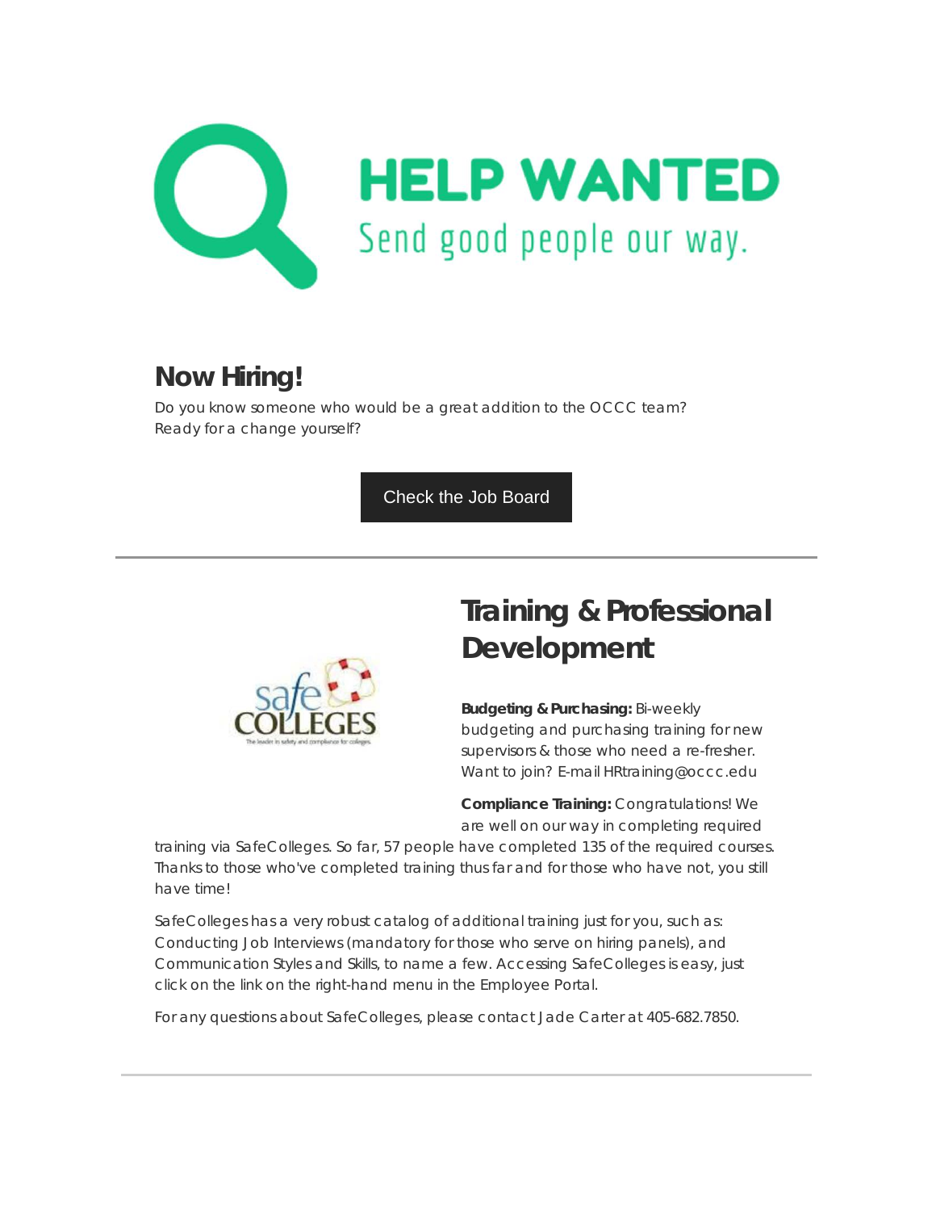# HELP WANTED

Send good people our way.

## Now Hiring!

Do you know someone who would be a great addition to the OCCC team? Ready for a change yourself?

Check the Job Board

---

## Training & Professional Development

**Budgeting & Purchasing:** Bi-weekly budgeting and purchasing training for new supervisors & those who need a re-fresher. Want to join? E-mail HRtraining@occc.edu

**Compliance Training:** Congratulations! We are well on our way in completing required training via SafeColleges. So far, 57 people have completed 135 of the required courses. Thanks to those who've completed training thus far and for those who have not, you still have time!

SafeColleges has a very robust catalog of additional training just for you, such as: Conducting Job Interviews (mandatory for those who serve on hiring panels), and Communication Styles and Skills, to name a few. Accessing SafeColleges is easy, just click on the link on the right-hand menu in the Employee Portal.

For any questions about SafeColleges, please contact Jade Carter at 405-682.7850.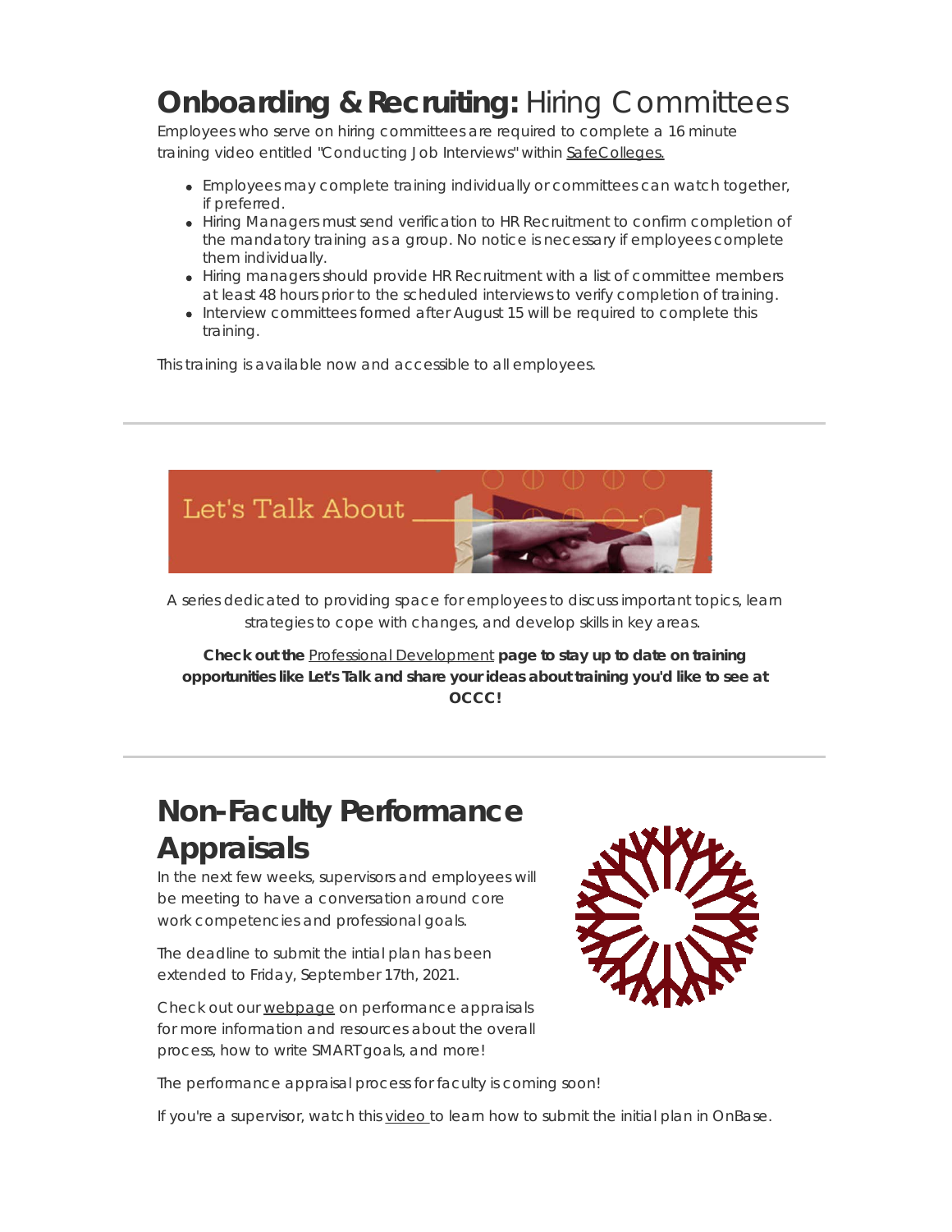# **Onboarding & Recruiting:** Hiring Committees

Employees who serve on hiring committees are required to complete a 16 minute training video entitled "Conducting Job Interviews" within SafeColleges.

- Employees may complete training individually or committees can watch together, if preferred.
- Hiring Managers must send verification to HR Recruitment to confirm completion of the mandatory training as a group. No notice is necessary if employees complete them individually.
- Hiring managers should provide HR Recruitment with a list of committee members at least 48 hours prior to the scheduled interviews to verify completion of training.
- Interview committees formed after August 15 will be required to complete this training.

This training is available now and accessible to all employees.

---

Let's Talk About ___

A series dedicated to providing space for employees to discuss important topics, learn strategies to cope with changes, and develop skills in key areas.

**Check out the** Professional Development **page to stay up to date on training opportunities like Let's Talk and share your ideas about training you'd like to see at OCCC!**

---

# Non-Faculty Performance Appraisals

In the next few weeks, supervisors and employees will be meeting to have a conversation around core work competencies and professional goals.

The deadline to submit the intial plan has been extended to Friday, September 17th, 2021.

Check out our webpage on performance appraisals for more information and resources about the overall process, how to write SMART goals, and more!

The performance appraisal process for faculty is coming soon!

If you're a supervisor, watch this video to learn how to submit the initial plan in OnBase.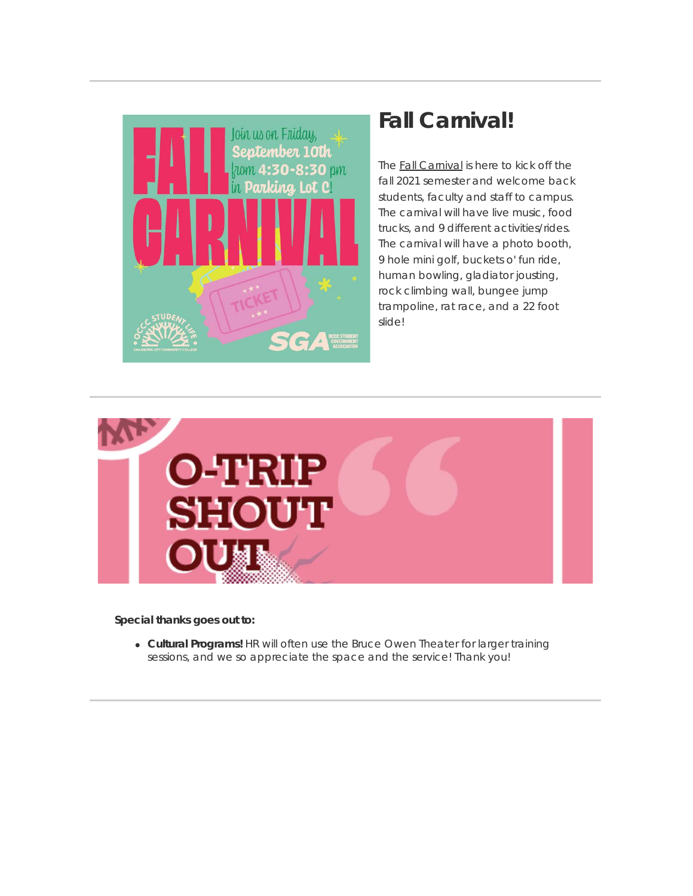# Fall Carnival!

The Fall Carnival is here to kick off the fall 2021 semester and welcome back students, faculty and staff to campus. The carnival will have live music, food trucks, and 9 different activities/rides. The carnival will have a photo booth, 9 hole mini golf, buckets o' fun ride, human bowling, gladiator jousting, rock climbing wall, bungee jump trampoline, rat race, and a 22 foot slide!

---

**Special thanks goes out to:**

- **Cultural Programs!** HR will often use the Bruce Owen Theater for larger training sessions, and we so appreciate the space and the service! Thank you!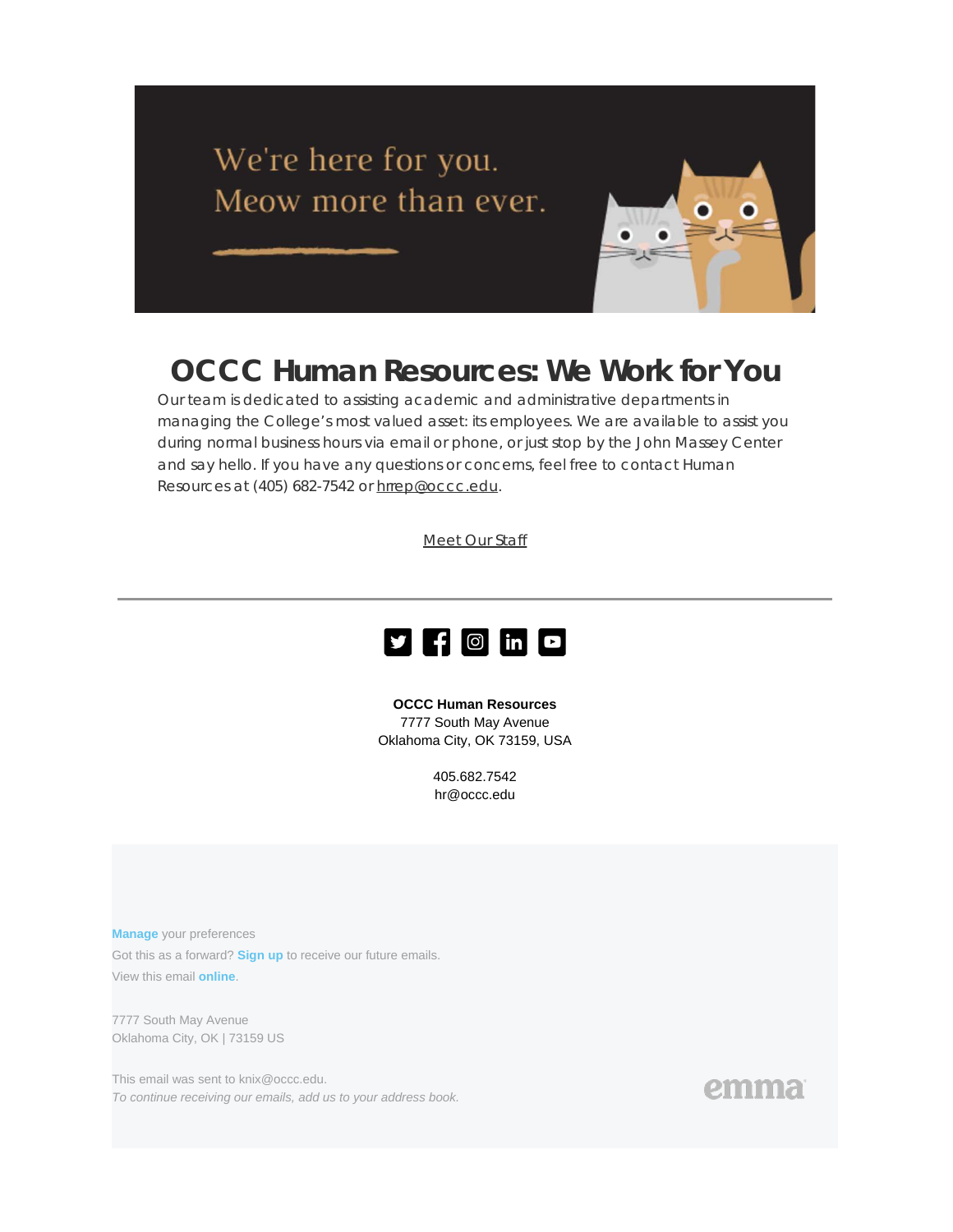We're here for you.
Meow more than ever.

# OCCC Human Resources: We Work for You

Our team is dedicated to assisting academic and administrative departments in managing the College's most valued asset: its employees. We are available to assist you during normal business hours via email or phone, or just stop by the John Massey Center and say hello. If you have any questions or concerns, feel free to contact Human Resources at (405) 682-7542 or hrrep@occc.edu.

Meet Our Staff

---

**OCCC Human Resources**
7777 South May Avenue
Oklahoma City, OK 73159, USA

405.682.7542
hr@occc.edu

**Manage** your preferences
Got this as a forward? **Sign up** to receive our future emails.
View this email **online**.

7777 South May Avenue
Oklahoma City, OK | 73159 US

This email was sent to knix@occc.edu.
*To continue receiving our emails, add us to your address book.*

emma